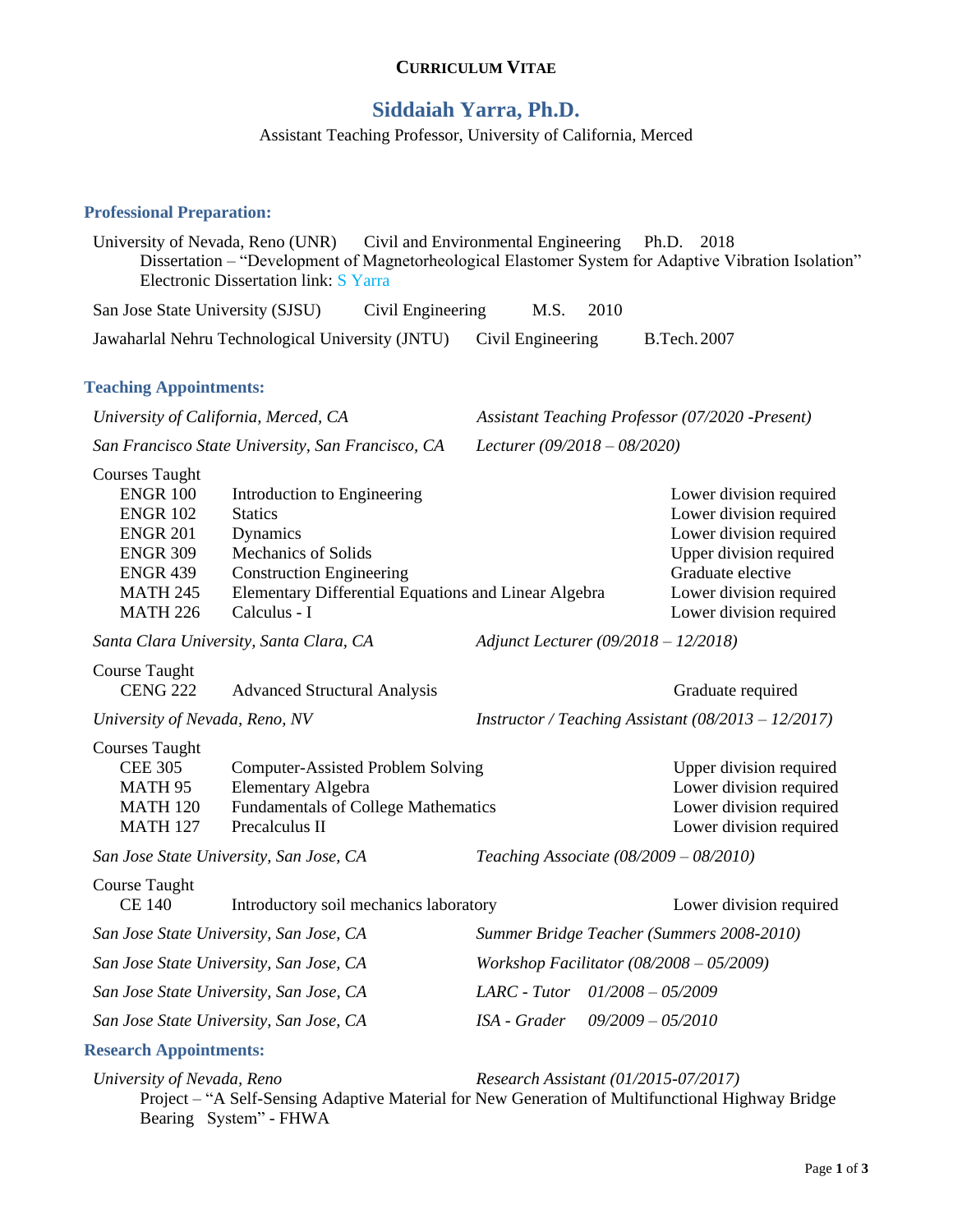# CURRICULUM VITAE

## Siddaiah Yarra, Ph.D.

Assistant Teaching Professor, University of California, Merced

### Professional Preparation:

University of Nevada, Reno (UNR) Civil and Environmental Engineering Ph.D. 2018
Dissertation – "Development of Magnetorheological Elastomer System for Adaptive Vibration Isolation"
Electronic Dissertation link: S Yarra

San Jose State University (SJSU) Civil Engineering M.S. 2010

Jawaharlal Nehru Technological University (JNTU) Civil Engineering B.Tech. 2007

### Teaching Appointments:

*University of California, Merced, CA* — *Assistant Teaching Professor (07/2020 -Present)*

*San Francisco State University, San Francisco, CA* — *Lecturer (09/2018 – 08/2020)*

Courses Taught

| | | |
|---|---|---|
| ENGR 100 | Introduction to Engineering | Lower division required |
| ENGR 102 | Statics | Lower division required |
| ENGR 201 | Dynamics | Lower division required |
| ENGR 309 | Mechanics of Solids | Upper division required |
| ENGR 439 | Construction Engineering | Graduate elective |
| MATH 245 | Elementary Differential Equations and Linear Algebra | Lower division required |
| MATH 226 | Calculus - I | Lower division required |

*Santa Clara University, Santa Clara, CA* — *Adjunct Lecturer (09/2018 – 12/2018)*

Course Taught

| | | |
|---|---|---|
| CENG 222 | Advanced Structural Analysis | Graduate required |

*University of Nevada, Reno, NV* — *Instructor / Teaching Assistant (08/2013 – 12/2017)*

Courses Taught

| | | |
|---|---|---|
| CEE 305 | Computer-Assisted Problem Solving | Upper division required |
| MATH 95 | Elementary Algebra | Lower division required |
| MATH 120 | Fundamentals of College Mathematics | Lower division required |
| MATH 127 | Precalculus II | Lower division required |

*San Jose State University, San Jose, CA* — *Teaching Associate (08/2009 – 08/2010)*

Course Taught

| | | |
|---|---|---|
| CE 140 | Introductory soil mechanics laboratory | Lower division required |

*San Jose State University, San Jose, CA* — *Summer Bridge Teacher (Summers 2008-2010)*

*San Jose State University, San Jose, CA* — *Workshop Facilitator (08/2008 – 05/2009)*

*San Jose State University, San Jose, CA* — *LARC - Tutor 01/2008 – 05/2009*

*San Jose State University, San Jose, CA* — *ISA - Grader 09/2009 – 05/2010*

### Research Appointments:

*University of Nevada, Reno* — *Research Assistant (01/2015-07/2017)*
Project – "A Self-Sensing Adaptive Material for New Generation of Multifunctional Highway Bridge Bearing System" - FHWA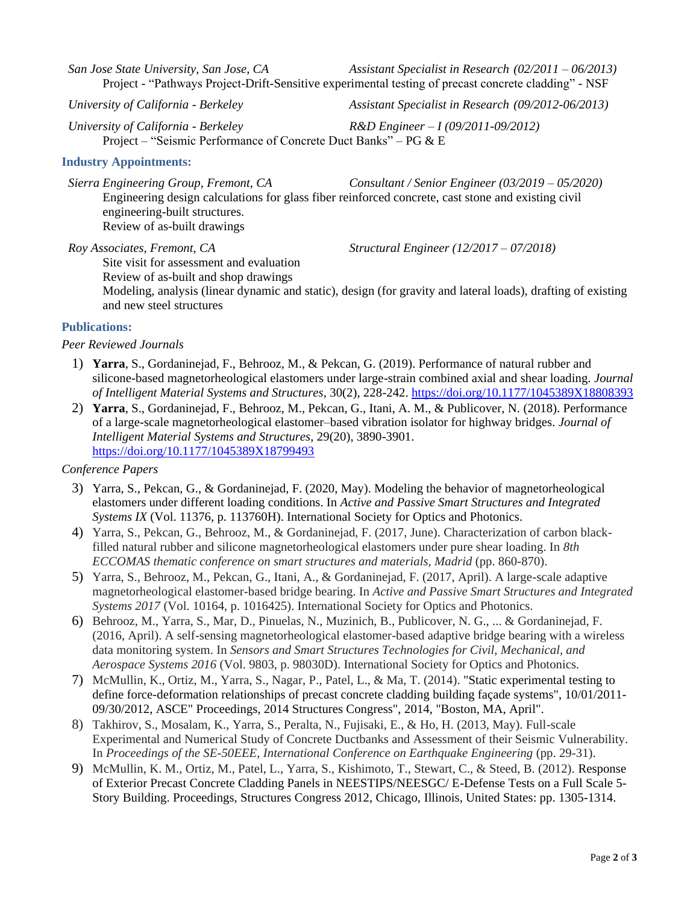*San Jose State University, San Jose, CA* *Assistant Specialist in Research (02/2011 – 06/2013)*
Project - "Pathways Project-Drift-Sensitive experimental testing of precast concrete cladding" - NSF

*University of California - Berkeley* *Assistant Specialist in Research (09/2012-06/2013)*

*University of California - Berkeley* *R&D Engineer – I (09/2011-09/2012)*
Project – "Seismic Performance of Concrete Duct Banks" – PG & E

## Industry Appointments:

*Sierra Engineering Group, Fremont, CA* *Consultant / Senior Engineer (03/2019 – 05/2020)*
Engineering design calculations for glass fiber reinforced concrete, cast stone and existing civil engineering-built structures.
Review of as-built drawings

*Roy Associates, Fremont, CA* *Structural Engineer (12/2017 – 07/2018)*
Site visit for assessment and evaluation
Review of as-built and shop drawings
Modeling, analysis (linear dynamic and static), design (for gravity and lateral loads), drafting of existing and new steel structures

## Publications:

*Peer Reviewed Journals*

1) **Yarra**, S., Gordaninejad, F., Behrooz, M., & Pekcan, G. (2019). Performance of natural rubber and silicone-based magnetorheological elastomers under large-strain combined axial and shear loading. *Journal of Intelligent Material Systems and Structures*, 30(2), 228-242. https://doi.org/10.1177/1045389X18808393
2) **Yarra**, S., Gordaninejad, F., Behrooz, M., Pekcan, G., Itani, A. M., & Publicover, N. (2018). Performance of a large-scale magnetorheological elastomer–based vibration isolator for highway bridges. *Journal of Intelligent Material Systems and Structures*, 29(20), 3890-3901. https://doi.org/10.1177/1045389X18799493

*Conference Papers*

3) Yarra, S., Pekcan, G., & Gordaninejad, F. (2020, May). Modeling the behavior of magnetorheological elastomers under different loading conditions. In *Active and Passive Smart Structures and Integrated Systems IX* (Vol. 11376, p. 113760H). International Society for Optics and Photonics.
4) Yarra, S., Pekcan, G., Behrooz, M., & Gordaninejad, F. (2017, June). Characterization of carbon black-filled natural rubber and silicone magnetorheological elastomers under pure shear loading. In *8th ECCOMAS thematic conference on smart structures and materials, Madrid* (pp. 860-870).
5) Yarra, S., Behrooz, M., Pekcan, G., Itani, A., & Gordaninejad, F. (2017, April). A large-scale adaptive magnetorheological elastomer-based bridge bearing. In *Active and Passive Smart Structures and Integrated Systems 2017* (Vol. 10164, p. 1016425). International Society for Optics and Photonics.
6) Behrooz, M., Yarra, S., Mar, D., Pinuelas, N., Muzinich, B., Publicover, N. G., ... & Gordaninejad, F. (2016, April). A self-sensing magnetorheological elastomer-based adaptive bridge bearing with a wireless data monitoring system. In *Sensors and Smart Structures Technologies for Civil, Mechanical, and Aerospace Systems 2016* (Vol. 9803, p. 98030D). International Society for Optics and Photonics.
7) McMullin, K., Ortiz, M., Yarra, S., Nagar, P., Patel, L., & Ma, T. (2014). "Static experimental testing to define force-deformation relationships of precast concrete cladding building façade systems", 10/01/2011-09/30/2012, ASCE" Proceedings, 2014 Structures Congress", 2014, "Boston, MA, April".
8) Takhirov, S., Mosalam, K., Yarra, S., Peralta, N., Fujisaki, E., & Ho, H. (2013, May). Full-scale Experimental and Numerical Study of Concrete Ductbanks and Assessment of their Seismic Vulnerability. In *Proceedings of the SE-50EEE, International Conference on Earthquake Engineering* (pp. 29-31).
9) McMullin, K. M., Ortiz, M., Patel, L., Yarra, S., Kishimoto, T., Stewart, C., & Steed, B. (2012). Response of Exterior Precast Concrete Cladding Panels in NEESTIPS/NEESGC/ E-Defense Tests on a Full Scale 5-Story Building. Proceedings, Structures Congress 2012, Chicago, Illinois, United States: pp. 1305-1314.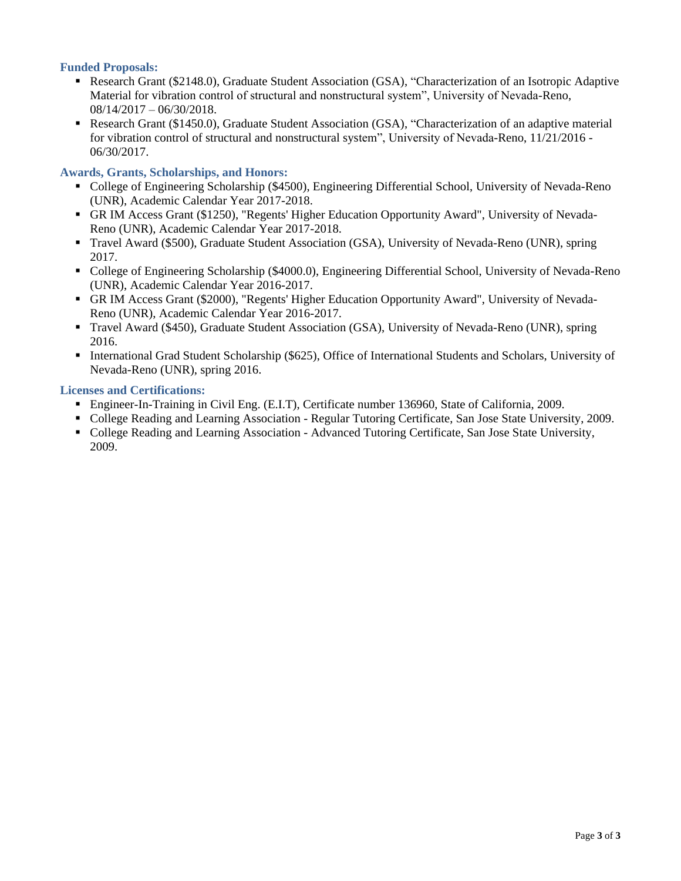### Funded Proposals:

- Research Grant ($2148.0), Graduate Student Association (GSA), "Characterization of an Isotropic Adaptive Material for vibration control of structural and nonstructural system", University of Nevada-Reno, 08/14/2017 – 06/30/2018.
- Research Grant ($1450.0), Graduate Student Association (GSA), "Characterization of an adaptive material for vibration control of structural and nonstructural system", University of Nevada-Reno, 11/21/2016 - 06/30/2017.

### Awards, Grants, Scholarships, and Honors:

- College of Engineering Scholarship ($4500), Engineering Differential School, University of Nevada-Reno (UNR), Academic Calendar Year 2017-2018.
- GR IM Access Grant ($1250), "Regents' Higher Education Opportunity Award", University of Nevada-Reno (UNR), Academic Calendar Year 2017-2018.
- Travel Award ($500), Graduate Student Association (GSA), University of Nevada-Reno (UNR), spring 2017.
- College of Engineering Scholarship ($4000.0), Engineering Differential School, University of Nevada-Reno (UNR), Academic Calendar Year 2016-2017.
- GR IM Access Grant ($2000), "Regents' Higher Education Opportunity Award", University of Nevada-Reno (UNR), Academic Calendar Year 2016-2017.
- Travel Award ($450), Graduate Student Association (GSA), University of Nevada-Reno (UNR), spring 2016.
- International Grad Student Scholarship ($625), Office of International Students and Scholars, University of Nevada-Reno (UNR), spring 2016.

### Licenses and Certifications:

- Engineer-In-Training in Civil Eng. (E.I.T), Certificate number 136960, State of California, 2009.
- College Reading and Learning Association - Regular Tutoring Certificate, San Jose State University, 2009.
- College Reading and Learning Association - Advanced Tutoring Certificate, San Jose State University, 2009.